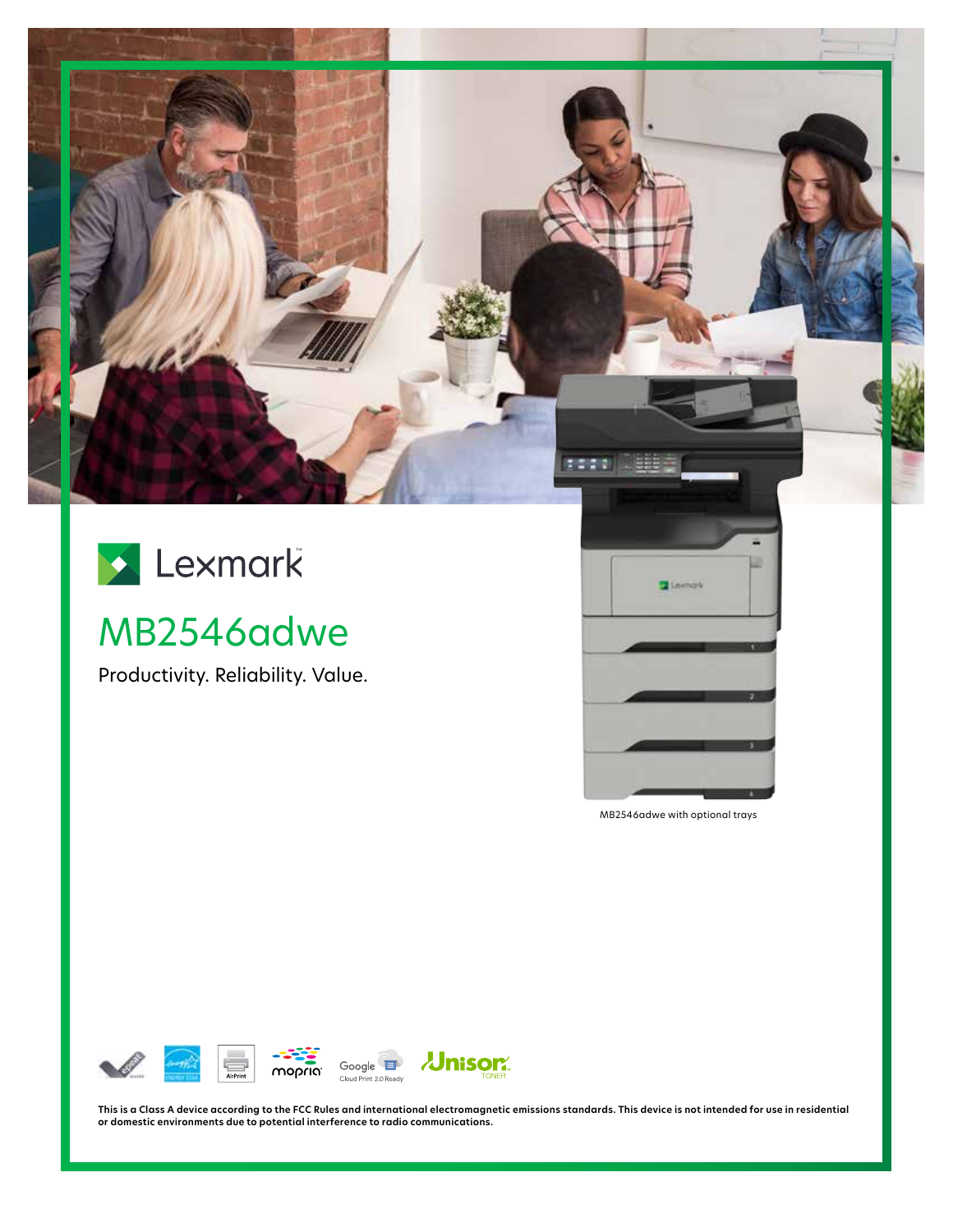Lexmark

# MB2546adwe

Productivity. Reliability. Value.

MB2546adwe with optional trays

**This is a Class A device according to the FCC Rules and international electromagnetic emissions standards. This device is not intended for use in residential or domestic environments due to potential interference to radio communications.**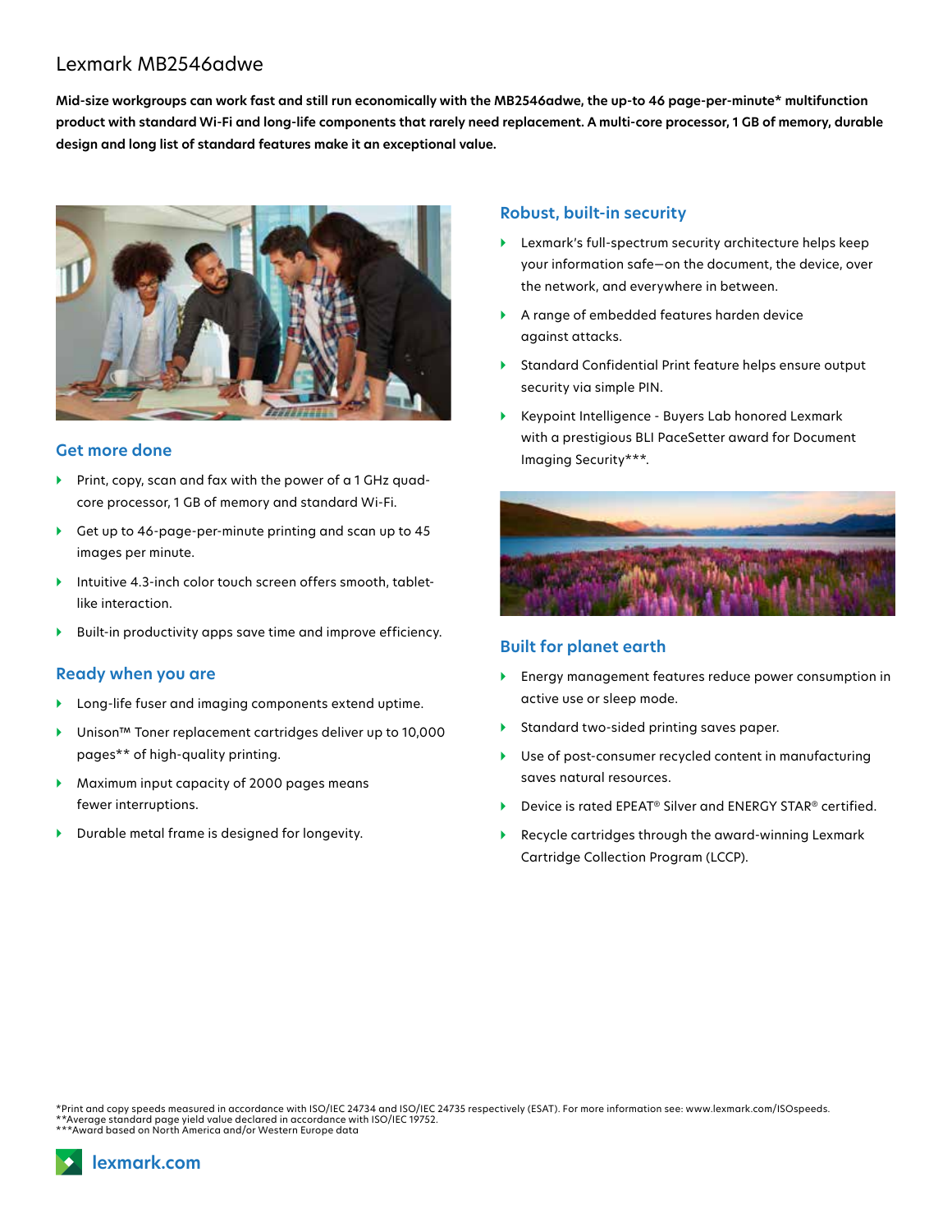# Lexmark MB2546adwe

**Mid-size workgroups can work fast and still run economically with the MB2546adwe, the up-to 46 page-per-minute* multifunction product with standard Wi-Fi and long-life components that rarely need replacement. A multi-core processor, 1 GB of memory, durable design and long list of standard features make it an exceptional value.**

## Get more done

- Print, copy, scan and fax with the power of a 1 GHz quad-core processor, 1 GB of memory and standard Wi-Fi.
- Get up to 46-page-per-minute printing and scan up to 45 images per minute.
- Intuitive 4.3-inch color touch screen offers smooth, tablet-like interaction.
- Built-in productivity apps save time and improve efficiency.

## Ready when you are

- Long-life fuser and imaging components extend uptime.
- Unison™ Toner replacement cartridges deliver up to 10,000 pages** of high-quality printing.
- Maximum input capacity of 2000 pages means fewer interruptions.
- Durable metal frame is designed for longevity.

## Robust, built-in security

- Lexmark's full-spectrum security architecture helps keep your information safe—on the document, the device, over the network, and everywhere in between.
- A range of embedded features harden device against attacks.
- Standard Confidential Print feature helps ensure output security via simple PIN.
- Keypoint Intelligence - Buyers Lab honored Lexmark with a prestigious BLI PaceSetter award for Document Imaging Security***.

## Built for planet earth

- Energy management features reduce power consumption in active use or sleep mode.
- Standard two-sided printing saves paper.
- Use of post-consumer recycled content in manufacturing saves natural resources.
- Device is rated EPEAT® Silver and ENERGY STAR® certified.
- Recycle cartridges through the award-winning Lexmark Cartridge Collection Program (LCCP).

*Print and copy speeds measured in accordance with ISO/IEC 24734 and ISO/IEC 24735 respectively (ESAT). For more information see: www.lexmark.com/ISOspeeds.
**Average standard page yield value declared in accordance with ISO/IEC 19752.
***Award based on North America and/or Western Europe data

lexmark.com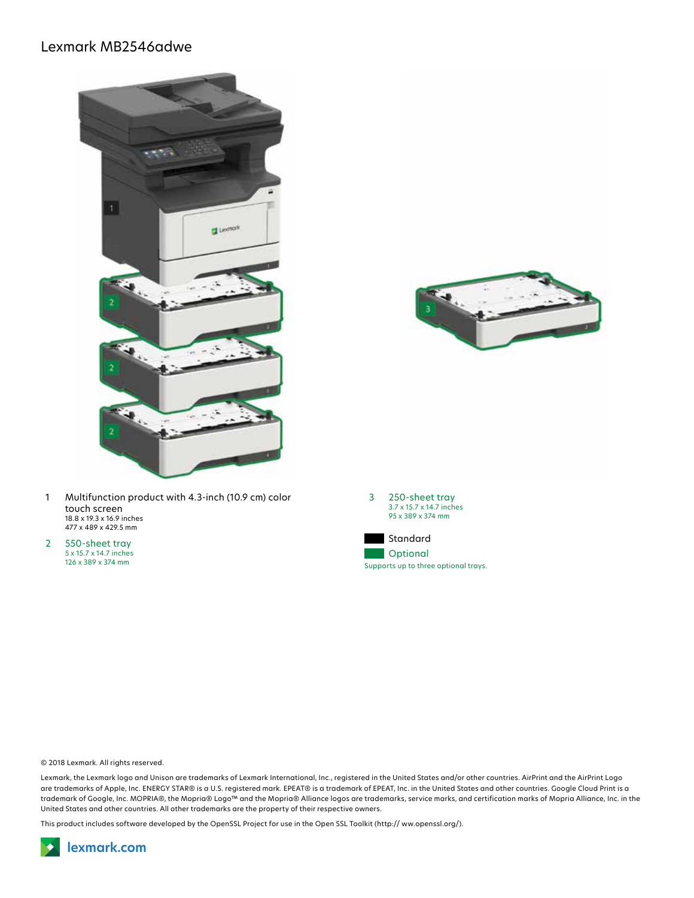# Lexmark MB2546adwe

1. Multifunction product with 4.3-inch (10.9 cm) color touch screen
   18.8 x 19.3 x 16.9 inches
   477 x 489 x 429.5 mm

2. 550-sheet tray
   5 x 15.7 x 14.7 inches
   126 x 389 x 374 mm

3. 250-sheet tray
   3.7 x 15.7 x 14.7 inches
   95 x 389 x 374 mm

Standard

Optional

Supports up to three optional trays.

© 2018 Lexmark. All rights reserved.

Lexmark, the Lexmark logo and Unison are trademarks of Lexmark International, Inc., registered in the United States and/or other countries. AirPrint and the AirPrint Logo are trademarks of Apple, Inc. ENERGY STAR® is a U.S. registered mark. EPEAT® is a trademark of EPEAT, Inc. in the United States and other countries. Google Cloud Print is a trademark of Google, Inc. MOPRIA®, the Mopria® Logo™ and the Mopria® Alliance logos are trademarks, service marks, and certification marks of Mopria Alliance, Inc. in the United States and other countries. All other trademarks are the property of their respective owners.

This product includes software developed by the OpenSSL Project for use in the Open SSL Toolkit (http:// ww.openssl.org/).

lexmark.com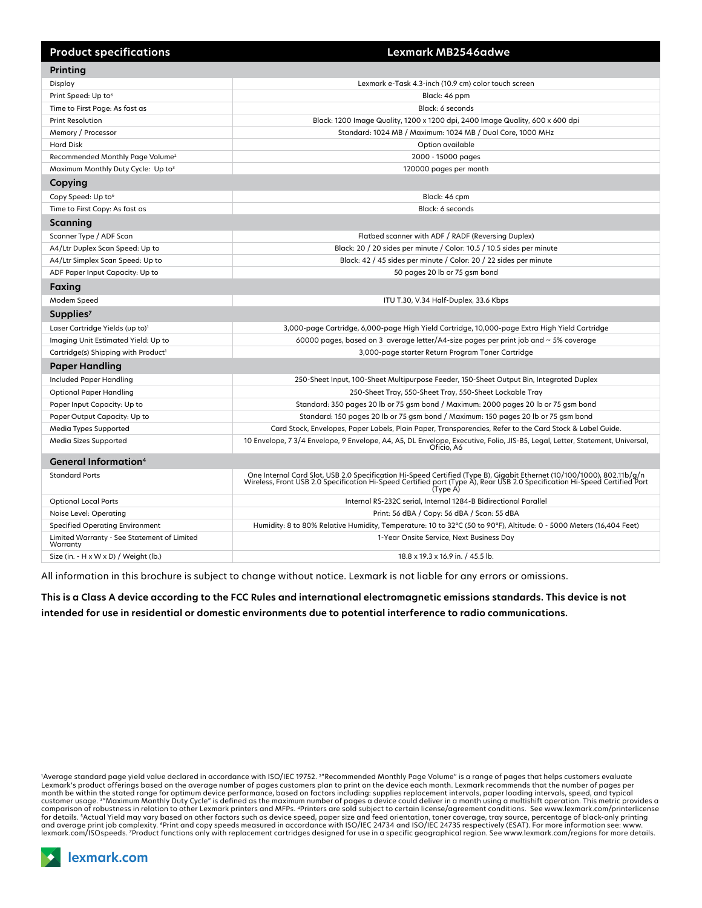| Product specifications | Lexmark MB2546adwe |
|---|---|
| **Printing** | |
| Display | Lexmark e-Task 4.3-inch (10.9 cm) color touch screen |
| Print Speed: Up to[6] | Black: 46 ppm |
| Time to First Page: As fast as | Black: 6 seconds |
| Print Resolution | Black: 1200 Image Quality, 1200 x 1200 dpi, 2400 Image Quality, 600 x 600 dpi |
| Memory / Processor | Standard: 1024 MB / Maximum: 1024 MB / Dual Core, 1000 MHz |
| Hard Disk | Option available |
| Recommended Monthly Page Volume[2] | 2000 - 15000 pages |
| Maximum Monthly Duty Cycle: Up to[3] | 120000 pages per month |
| **Copying** | |
| Copy Speed: Up to[6] | Black: 46 cpm |
| Time to First Copy: As fast as | Black: 6 seconds |
| **Scanning** | |
| Scanner Type / ADF Scan | Flatbed scanner with ADF / RADF (Reversing Duplex) |
| A4/Ltr Duplex Scan Speed: Up to | Black: 20 / 20 sides per minute / Color: 10.5 / 10.5 sides per minute |
| A4/Ltr Simplex Scan Speed: Up to | Black: 42 / 45 sides per minute / Color: 20 / 22 sides per minute |
| ADF Paper Input Capacity: Up to | 50 pages 20 lb or 75 gsm bond |
| **Faxing** | |
| Modem Speed | ITU T.30, V.34 Half-Duplex, 33.6 Kbps |
| **Supplies[7]** | |
| Laser Cartridge Yields (up to)[1] | 3,000-page Cartridge, 6,000-page High Yield Cartridge, 10,000-page Extra High Yield Cartridge |
| Imaging Unit Estimated Yield: Up to | 60000 pages, based on 3 average letter/A4-size pages per print job and ~ 5% coverage |
| Cartridge(s) Shipping with Product[1] | 3,000-page starter Return Program Toner Cartridge |
| **Paper Handling** | |
| Included Paper Handling | 250-Sheet Input, 100-Sheet Multipurpose Feeder, 150-Sheet Output Bin, Integrated Duplex |
| Optional Paper Handling | 250-Sheet Tray, 550-Sheet Tray, 550-Sheet Lockable Tray |
| Paper Input Capacity: Up to | Standard: 350 pages 20 lb or 75 gsm bond / Maximum: 2000 pages 20 lb or 75 gsm bond |
| Paper Output Capacity: Up to | Standard: 150 pages 20 lb or 75 gsm bond / Maximum: 150 pages 20 lb or 75 gsm bond |
| Media Types Supported | Card Stock, Envelopes, Paper Labels, Plain Paper, Transparencies, Refer to the Card Stock & Label Guide. |
| Media Sizes Supported | 10 Envelope, 7 3/4 Envelope, 9 Envelope, A4, A5, DL Envelope, Executive, Folio, JIS-B5, Legal, Letter, Statement, Universal, Oficio, A6 |
| **General Information[4]** | |
| Standard Ports | One Internal Card Slot, USB 2.0 Specification Hi-Speed Certified (Type B), Gigabit Ethernet (10/100/1000), 802.11b/g/n Wireless, Front USB 2.0 Specification Hi-Speed Certified port (Type A), Rear USB 2.0 Specification Hi-Speed Certified Port (Type A) |
| Optional Local Ports | Internal RS-232C serial, Internal 1284-B Bidirectional Parallel |
| Noise Level: Operating | Print: 56 dBA / Copy: 56 dBA / Scan: 55 dBA |
| Specified Operating Environment | Humidity: 8 to 80% Relative Humidity, Temperature: 10 to 32°C (50 to 90°F), Altitude: 0 - 5000 Meters (16,404 Feet) |
| Limited Warranty - See Statement of Limited Warranty | 1-Year Onsite Service, Next Business Day |
| Size (in. - H x W x D) / Weight (lb.) | 18.8 x 19.3 x 16.9 in. / 45.5 lb. |

All information in this brochure is subject to change without notice. Lexmark is not liable for any errors or omissions.

**This is a Class A device according to the FCC Rules and international electromagnetic emissions standards. This device is not intended for use in residential or domestic environments due to potential interference to radio communications.**

[1]Average standard page yield value declared in accordance with ISO/IEC 19752. [2]"Recommended Monthly Page Volume" is a range of pages that helps customers evaluate Lexmark's product offerings based on the average number of pages customers plan to print on the device each month. Lexmark recommends that the number of pages per month be within the stated range for optimum device performance, based on factors including: supplies replacement intervals, paper loading intervals, speed, and typical customer usage. [3]"Maximum Monthly Duty Cycle" is defined as the maximum number of pages a device could deliver in a month using a multishift operation. This metric provides a comparison of robustness in relation to other Lexmark printers and MFPs. [4]Printers are sold subject to certain license/agreement conditions. See www.lexmark.com/printerlicense for details. [5]Actual Yield may vary based on other factors such as device speed, paper size and feed orientation, toner coverage, tray source, percentage of black-only printing and average print job complexity. [6]Print and copy speeds measured in accordance with ISO/IEC 24734 and ISO/IEC 24735 respectively (ESAT). For more information see: www.lexmark.com/ISOspeeds. [7]Product functions only with replacement cartridges designed for use in a specific geographical region. See www.lexmark.com/regions for more details.

lexmark.com